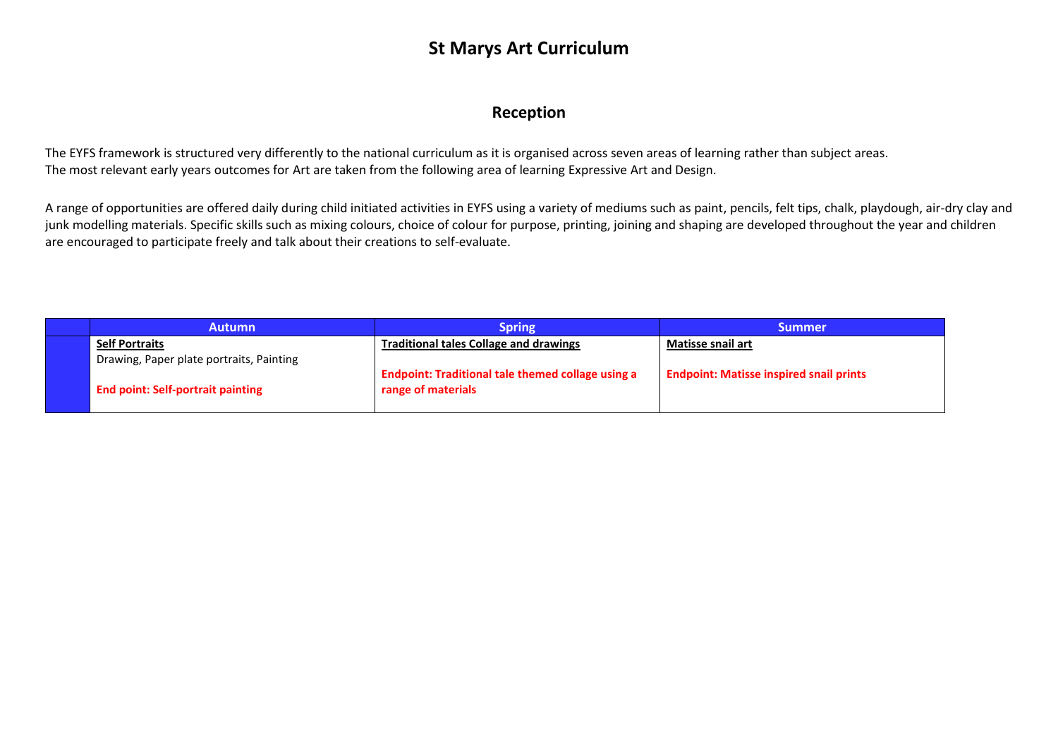# St Marys Art Curriculum

## Reception

The EYFS framework is structured very differently to the national curriculum as it is organised across seven areas of learning rather than subject areas.
The most relevant early years outcomes for Art are taken from the following area of learning Expressive Art and Design.

A range of opportunities are offered daily during child initiated activities in EYFS using a variety of mediums such as paint, pencils, felt tips, chalk, playdough, air-dry clay and junk modelling materials. Specific skills such as mixing colours, choice of colour for purpose, printing, joining and shaping are developed throughout the year and children are encouraged to participate freely and talk about their creations to self-evaluate.

| | Autumn | Spring | Summer |
|---|---|---|---|
| | **Self Portraits**<br>Drawing, Paper plate portraits, Painting<br><br>**End point: Self-portrait painting** | **Traditional tales Collage and drawings**<br><br>**Endpoint: Traditional tale themed collage using a range of materials** | **Matisse snail art**<br><br>**Endpoint: Matisse inspired snail prints** |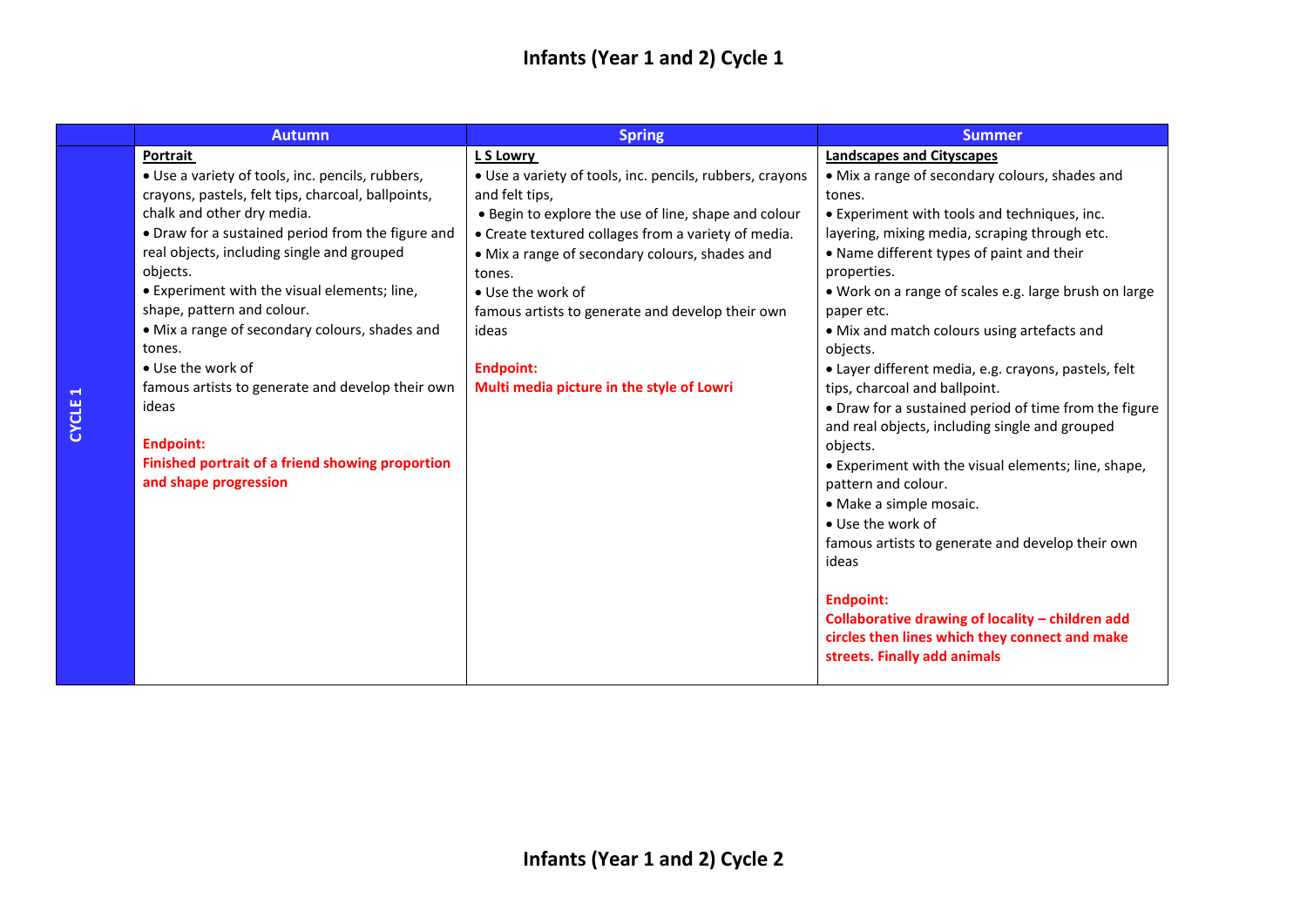# Infants (Year 1 and 2) Cycle 1

| | Autumn | Spring | Summer |
|---|---|---|---|
| CYCLE 1 | **Portrait**<br>• Use a variety of tools, inc. pencils, rubbers, crayons, pastels, felt tips, charcoal, ballpoints, chalk and other dry media.<br>• Draw for a sustained period from the figure and real objects, including single and grouped objects.<br>• Experiment with the visual elements; line, shape, pattern and colour.<br>• Mix a range of secondary colours, shades and tones.<br>• Use the work of famous artists to generate and develop their own ideas<br><br>**Endpoint:**<br>**Finished portrait of a friend showing proportion and shape progression** | **L S Lowry**<br>• Use a variety of tools, inc. pencils, rubbers, crayons and felt tips,<br>• Begin to explore the use of line, shape and colour<br>• Create textured collages from a variety of media.<br>• Mix a range of secondary colours, shades and tones.<br>• Use the work of famous artists to generate and develop their own ideas<br><br>**Endpoint:**<br>**Multi media picture in the style of Lowri** | **Landscapes and Cityscapes**<br>• Mix a range of secondary colours, shades and tones.<br>• Experiment with tools and techniques, inc. layering, mixing media, scraping through etc.<br>• Name different types of paint and their properties.<br>• Work on a range of scales e.g. large brush on large paper etc.<br>• Mix and match colours using artefacts and objects.<br>• Layer different media, e.g. crayons, pastels, felt tips, charcoal and ballpoint.<br>• Draw for a sustained period of time from the figure and real objects, including single and grouped objects.<br>• Experiment with the visual elements; line, shape, pattern and colour.<br>• Make a simple mosaic.<br>• Use the work of famous artists to generate and develop their own ideas<br><br>**Endpoint:**<br>**Collaborative drawing of locality – children add circles then lines which they connect and make streets. Finally add animals** |

# Infants (Year 1 and 2) Cycle 2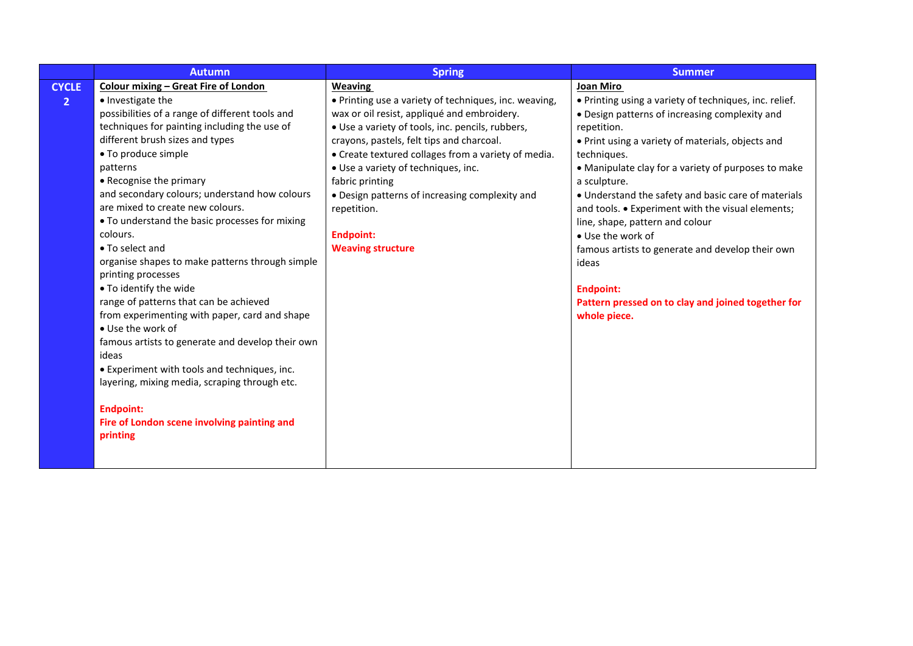|  | Autumn | Spring | Summer |
|---|---|---|---|
| **CYCLE 2** | **Colour mixing – Great Fire of London**<br>• Investigate the possibilities of a range of different tools and techniques for painting including the use of different brush sizes and types<br>• To produce simple patterns<br>• Recognise the primary and secondary colours; understand how colours are mixed to create new colours.<br>• To understand the basic processes for mixing colours.<br>• To select and organise shapes to make patterns through simple printing processes<br>• To identify the wide range of patterns that can be achieved from experimenting with paper, card and shape<br>• Use the work of famous artists to generate and develop their own ideas<br>• Experiment with tools and techniques, inc. layering, mixing media, scraping through etc.<br><br>**Endpoint:**<br>**Fire of London scene involving painting and printing** | **Weaving**<br>• Printing use a variety of techniques, inc. weaving, wax or oil resist, appliqué and embroidery.<br>• Use a variety of tools, inc. pencils, rubbers, crayons, pastels, felt tips and charcoal.<br>• Create textured collages from a variety of media.<br>• Use a variety of techniques, inc. fabric printing<br>• Design patterns of increasing complexity and repetition.<br><br>**Endpoint:**<br>**Weaving structure** | **Joan Miro**<br>• Printing using a variety of techniques, inc. relief.<br>• Design patterns of increasing complexity and repetition.<br>• Print using a variety of materials, objects and techniques.<br>• Manipulate clay for a variety of purposes to make a sculpture.<br>• Understand the safety and basic care of materials and tools. • Experiment with the visual elements; line, shape, pattern and colour<br>• Use the work of famous artists to generate and develop their own ideas<br><br>**Endpoint:**<br>**Pattern pressed on to clay and joined together for whole piece.** |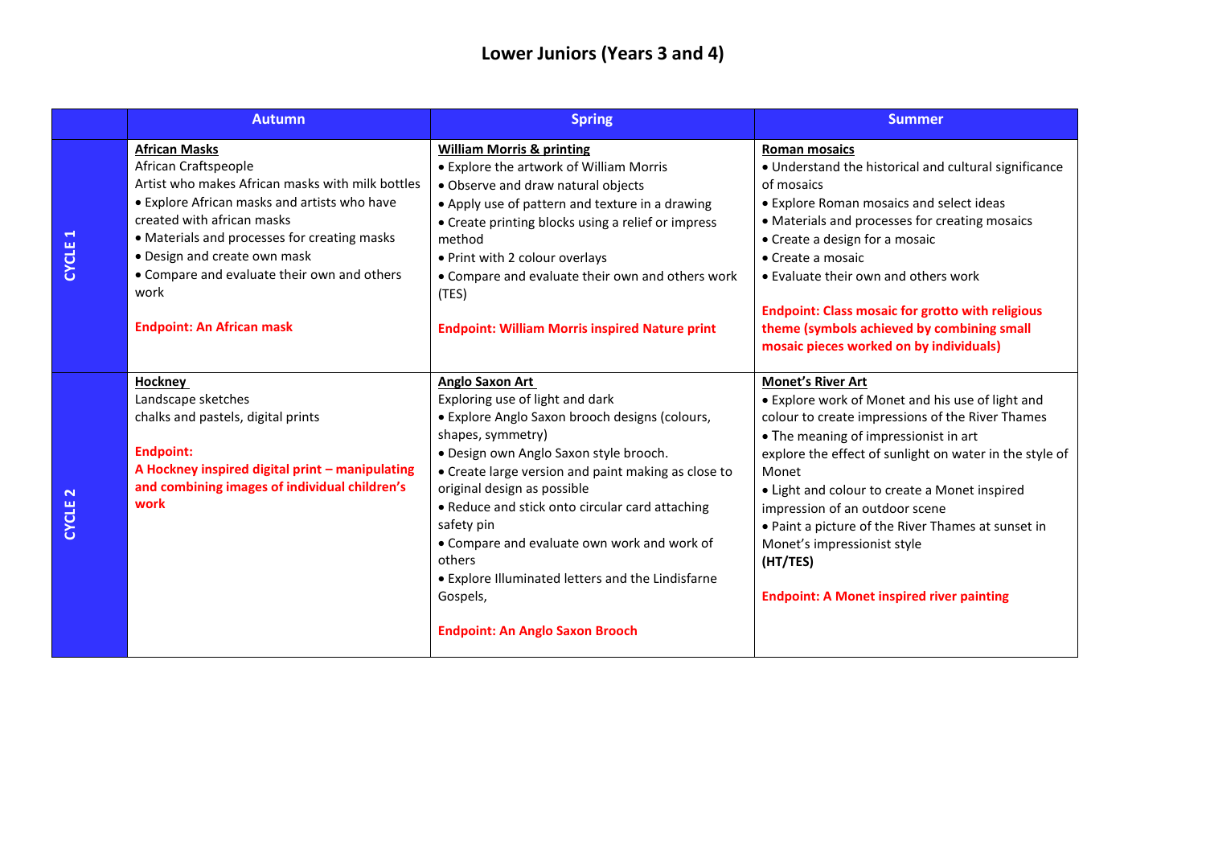# Lower Juniors (Years 3 and 4)

| | Autumn | Spring | Summer |
|---|---|---|---|
| **CYCLE 1** | **African Masks**<br>African Craftspeople<br>Artist who makes African masks with milk bottles<br>• Explore African masks and artists who have created with african masks<br>• Materials and processes for creating masks<br>• Design and create own mask<br>• Compare and evaluate their own and others work<br><br>**Endpoint: An African mask** | **William Morris & printing**<br>• Explore the artwork of William Morris<br>• Observe and draw natural objects<br>• Apply use of pattern and texture in a drawing<br>• Create printing blocks using a relief or impress method<br>• Print with 2 colour overlays<br>• Compare and evaluate their own and others work (TES)<br><br>**Endpoint: William Morris inspired Nature print** | **Roman mosaics**<br>• Understand the historical and cultural significance of mosaics<br>• Explore Roman mosaics and select ideas<br>• Materials and processes for creating mosaics<br>• Create a design for a mosaic<br>• Create a mosaic<br>• Evaluate their own and others work<br><br>**Endpoint: Class mosaic for grotto with religious theme (symbols achieved by combining small mosaic pieces worked on by individuals)** |
| **CYCLE 2** | **Hockney**<br>Landscape sketches<br>chalks and pastels, digital prints<br><br>**Endpoint:**<br>**A Hockney inspired digital print – manipulating and combining images of individual children's work** | **Anglo Saxon Art**<br>Exploring use of light and dark<br>• Explore Anglo Saxon brooch designs (colours, shapes, symmetry)<br>• Design own Anglo Saxon style brooch.<br>• Create large version and paint making as close to original design as possible<br>• Reduce and stick onto circular card attaching safety pin<br>• Compare and evaluate own work and work of others<br>• Explore Illuminated letters and the Lindisfarne Gospels,<br><br>**Endpoint: An Anglo Saxon Brooch** | **Monet's River Art**<br>• Explore work of Monet and his use of light and colour to create impressions of the River Thames<br>• The meaning of impressionist in art<br>explore the effect of sunlight on water in the style of Monet<br>• Light and colour to create a Monet inspired impression of an outdoor scene<br>• Paint a picture of the River Thames at sunset in Monet's impressionist style<br>**(HT/TES)**<br><br>**Endpoint: A Monet inspired river painting** |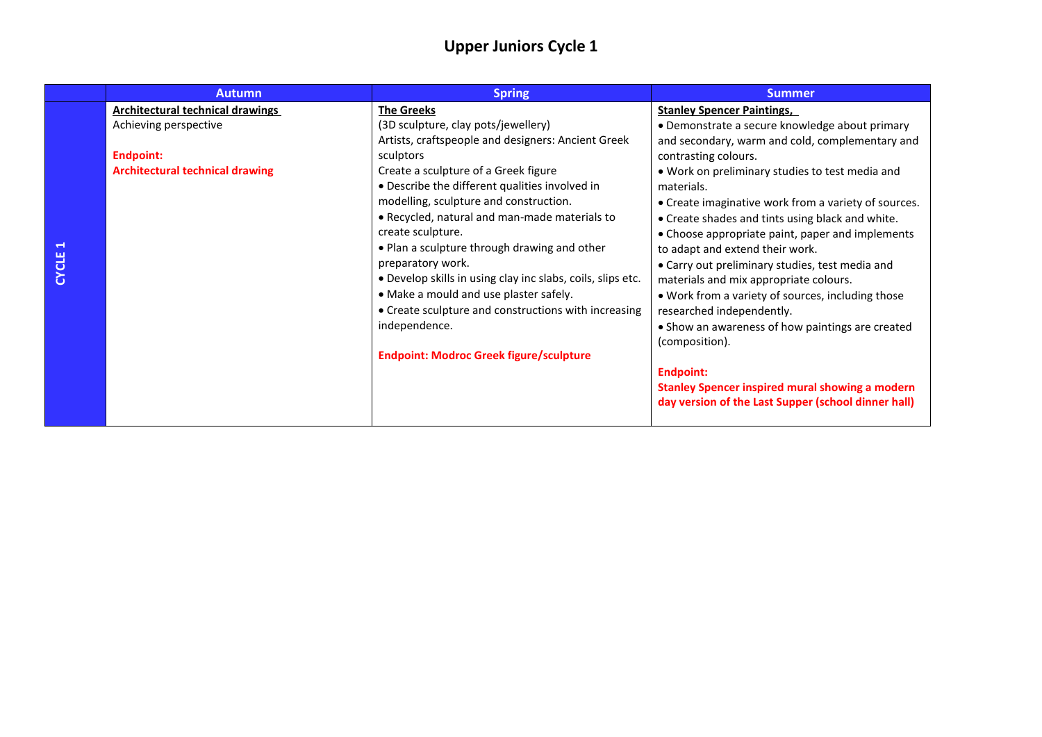# Upper Juniors Cycle 1

| | Autumn | Spring | Summer |
|---|---|---|---|
| CYCLE 1 | **Architectural technical drawings**<br>Achieving perspective<br><br>**Endpoint:**<br>**Architectural technical drawing** | **The Greeks**<br>(3D sculpture, clay pots/jewellery)<br>Artists, craftspeople and designers: Ancient Greek sculptors<br>Create a sculpture of a Greek figure<br>• Describe the different qualities involved in modelling, sculpture and construction.<br>• Recycled, natural and man-made materials to create sculpture.<br>• Plan a sculpture through drawing and other preparatory work.<br>• Develop skills in using clay inc slabs, coils, slips etc.<br>• Make a mould and use plaster safely.<br>• Create sculpture and constructions with increasing independence.<br><br>**Endpoint: Modroc Greek figure/sculpture** | **Stanley Spencer Paintings,**<br>• Demonstrate a secure knowledge about primary and secondary, warm and cold, complementary and contrasting colours.<br>• Work on preliminary studies to test media and materials.<br>• Create imaginative work from a variety of sources.<br>• Create shades and tints using black and white.<br>• Choose appropriate paint, paper and implements to adapt and extend their work.<br>• Carry out preliminary studies, test media and materials and mix appropriate colours.<br>• Work from a variety of sources, including those researched independently.<br>• Show an awareness of how paintings are created (composition).<br><br>**Endpoint:**<br>**Stanley Spencer inspired mural showing a modern day version of the Last Supper (school dinner hall)** |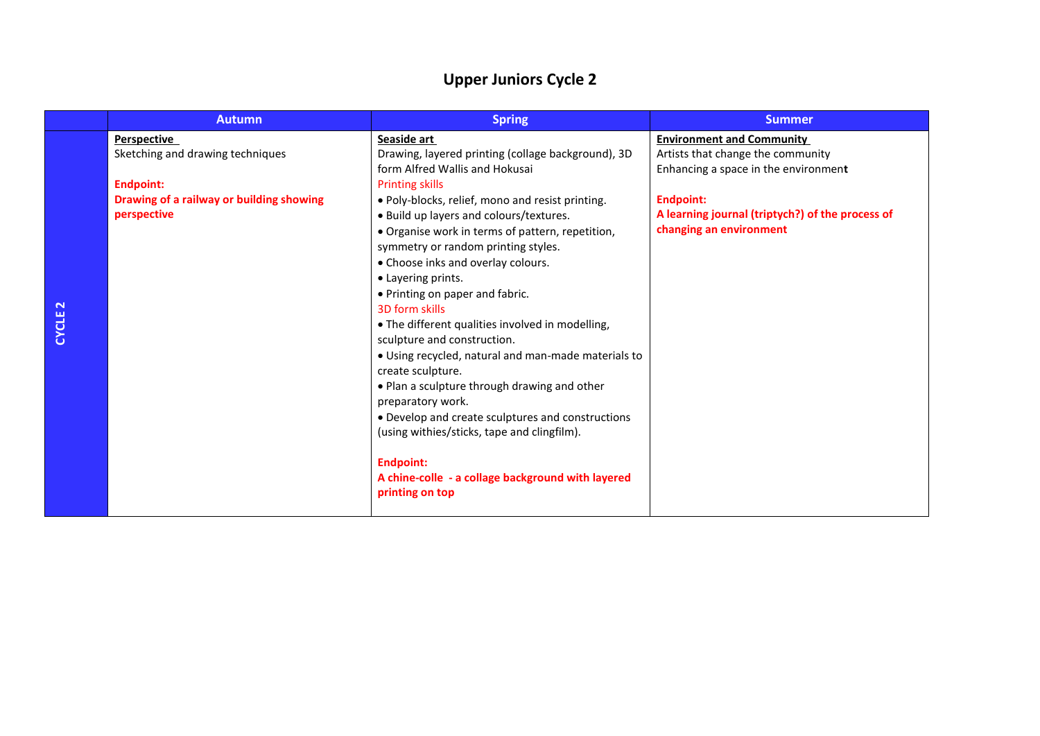# Upper Juniors Cycle 2

| | Autumn | Spring | Summer |
|---|---|---|---|
| CYCLE 2 | **Perspective**<br>Sketching and drawing techniques<br><br>**Endpoint:**<br>**Drawing of a railway or building showing perspective** | **Seaside art**<br>Drawing, layered printing (collage background), 3D form Alfred Wallis and Hokusai<br>Printing skills<br>• Poly-blocks, relief, mono and resist printing.<br>• Build up layers and colours/textures.<br>• Organise work in terms of pattern, repetition, symmetry or random printing styles.<br>• Choose inks and overlay colours.<br>• Layering prints.<br>• Printing on paper and fabric.<br>3D form skills<br>• The different qualities involved in modelling, sculpture and construction.<br>• Using recycled, natural and man-made materials to create sculpture.<br>• Plan a sculpture through drawing and other preparatory work.<br>• Develop and create sculptures and constructions (using withies/sticks, tape and clingfilm).<br><br>**Endpoint:**<br>**A chine-colle - a collage background with layered printing on top** | **Environment and Community**<br>Artists that change the community<br>Enhancing a space in the environment<br><br>**Endpoint:**<br>**A learning journal (triptych?) of the process of changing an environment** |